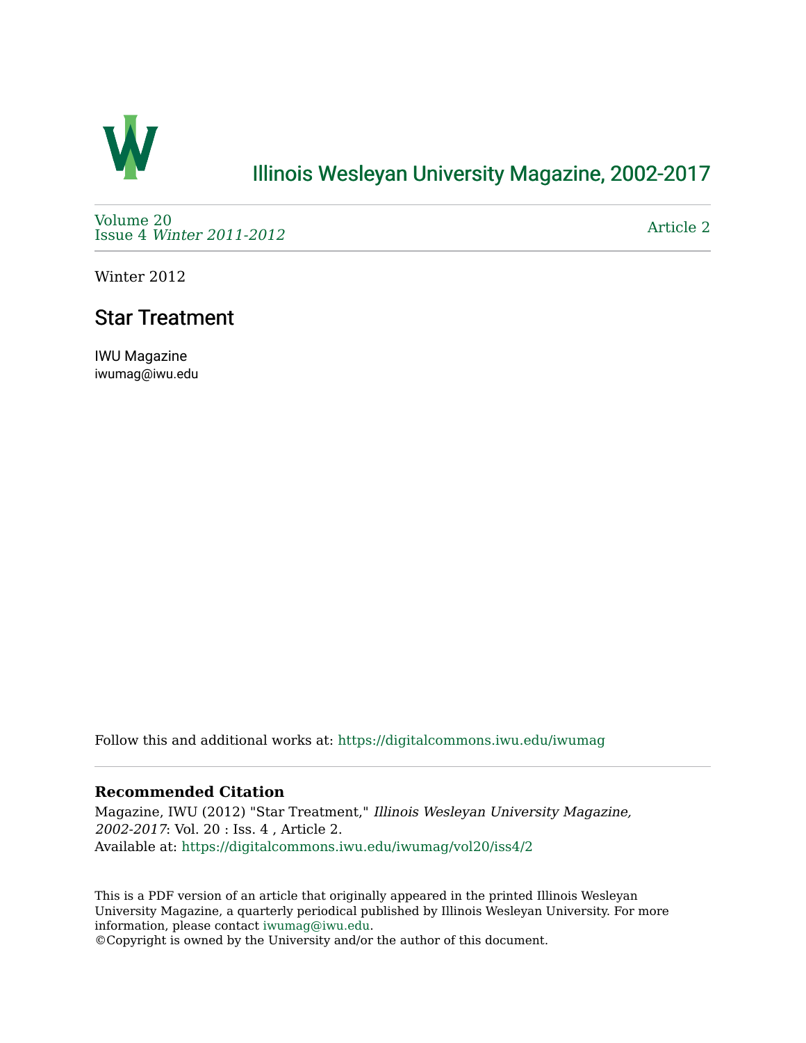# Illinois Wesleyan University Magazine, 2002-2017

Volume 20
Issue 4 *Winter 2011-2012*

Article 2

Winter 2012

## Star Treatment

IWU Magazine
iwumag@iwu.edu

Follow this and additional works at: https://digitalcommons.iwu.edu/iwumag

### Recommended Citation

Magazine, IWU (2012) "Star Treatment," *Illinois Wesleyan University Magazine, 2002-2017*: Vol. 20 : Iss. 4 , Article 2.
Available at: https://digitalcommons.iwu.edu/iwumag/vol20/iss4/2

This is a PDF version of an article that originally appeared in the printed Illinois Wesleyan University Magazine, a quarterly periodical published by Illinois Wesleyan University. For more information, please contact iwumag@iwu.edu.
©Copyright is owned by the University and/or the author of this document.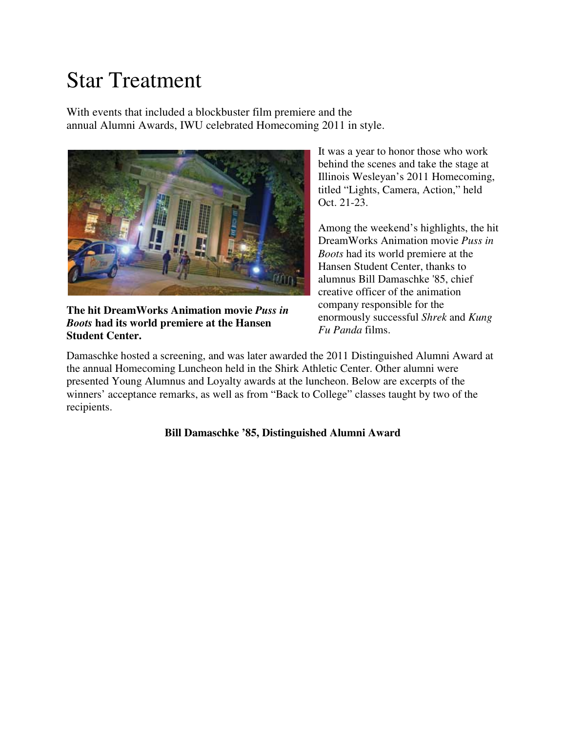# Star Treatment

With events that included a blockbuster film premiere and the annual Alumni Awards, IWU celebrated Homecoming 2011 in style.

**The hit DreamWorks Animation movie *Puss in Boots* had its world premiere at the Hansen Student Center.**

It was a year to honor those who work behind the scenes and take the stage at Illinois Wesleyan's 2011 Homecoming, titled "Lights, Camera, Action," held Oct. 21-23.

Among the weekend's highlights, the hit DreamWorks Animation movie *Puss in Boots* had its world premiere at the Hansen Student Center, thanks to alumnus Bill Damaschke '85, chief creative officer of the animation company responsible for the enormously successful *Shrek* and *Kung Fu Panda* films.

Damaschke hosted a screening, and was later awarded the 2011 Distinguished Alumni Award at the annual Homecoming Luncheon held in the Shirk Athletic Center. Other alumni were presented Young Alumnus and Loyalty awards at the luncheon. Below are excerpts of the winners' acceptance remarks, as well as from "Back to College" classes taught by two of the recipients.

**Bill Damaschke '85, Distinguished Alumni Award**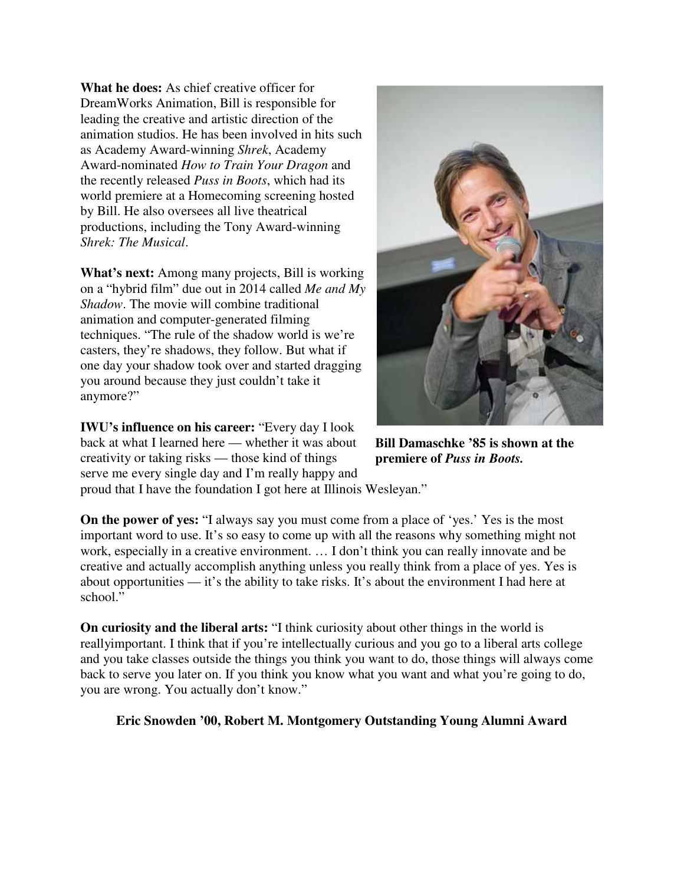**What he does:** As chief creative officer for DreamWorks Animation, Bill is responsible for leading the creative and artistic direction of the animation studios. He has been involved in hits such as Academy Award-winning *Shrek*, Academy Award-nominated *How to Train Your Dragon* and the recently released *Puss in Boots*, which had its world premiere at a Homecoming screening hosted by Bill. He also oversees all live theatrical productions, including the Tony Award-winning *Shrek: The Musical*.

**What's next:** Among many projects, Bill is working on a "hybrid film" due out in 2014 called *Me and My Shadow*. The movie will combine traditional animation and computer-generated filming techniques. "The rule of the shadow world is we're casters, they're shadows, they follow. But what if one day your shadow took over and started dragging you around because they just couldn't take it anymore?"

**Bill Damaschke '85 is shown at the premiere of *Puss in Boots.***

**IWU's influence on his career:** "Every day I look back at what I learned here — whether it was about creativity or taking risks — those kind of things serve me every single day and I'm really happy and proud that I have the foundation I got here at Illinois Wesleyan."

**On the power of yes:** "I always say you must come from a place of 'yes.' Yes is the most important word to use. It's so easy to come up with all the reasons why something might not work, especially in a creative environment. … I don't think you can really innovate and be creative and actually accomplish anything unless you really think from a place of yes. Yes is about opportunities — it's the ability to take risks. It's about the environment I had here at school."

**On curiosity and the liberal arts:** "I think curiosity about other things in the world is reallyimportant. I think that if you're intellectually curious and you go to a liberal arts college and you take classes outside the things you think you want to do, those things will always come back to serve you later on. If you think you know what you want and what you're going to do, you are wrong. You actually don't know."

**Eric Snowden '00, Robert M. Montgomery Outstanding Young Alumni Award**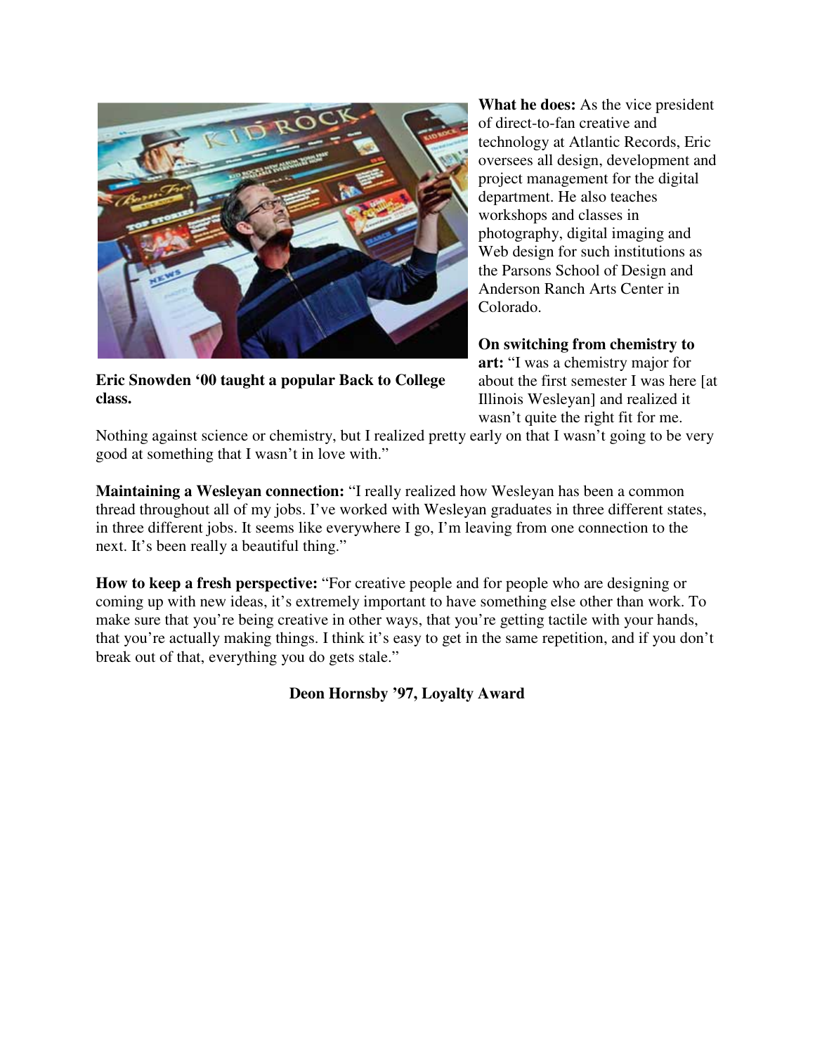**Eric Snowden '00 taught a popular Back to College class.**

**What he does:** As the vice president of direct-to-fan creative and technology at Atlantic Records, Eric oversees all design, development and project management for the digital department. He also teaches workshops and classes in photography, digital imaging and Web design for such institutions as the Parsons School of Design and Anderson Ranch Arts Center in Colorado.

**On switching from chemistry to art:** "I was a chemistry major for about the first semester I was here [at Illinois Wesleyan] and realized it wasn't quite the right fit for me. Nothing against science or chemistry, but I realized pretty early on that I wasn't going to be very good at something that I wasn't in love with."

**Maintaining a Wesleyan connection:** "I really realized how Wesleyan has been a common thread throughout all of my jobs. I've worked with Wesleyan graduates in three different states, in three different jobs. It seems like everywhere I go, I'm leaving from one connection to the next. It's been really a beautiful thing."

**How to keep a fresh perspective:** "For creative people and for people who are designing or coming up with new ideas, it's extremely important to have something else other than work. To make sure that you're being creative in other ways, that you're getting tactile with your hands, that you're actually making things. I think it's easy to get in the same repetition, and if you don't break out of that, everything you do gets stale."

**Deon Hornsby '97, Loyalty Award**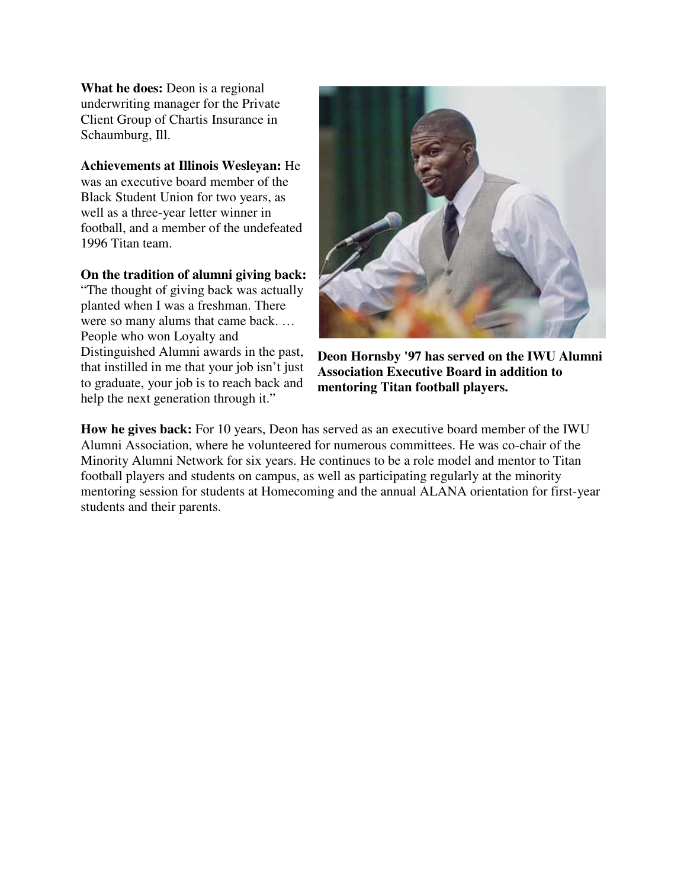**What he does:** Deon is a regional underwriting manager for the Private Client Group of Chartis Insurance in Schaumburg, Ill.

**Achievements at Illinois Wesleyan:** He was an executive board member of the Black Student Union for two years, as well as a three-year letter winner in football, and a member of the undefeated 1996 Titan team.

**On the tradition of alumni giving back:** "The thought of giving back was actually planted when I was a freshman. There were so many alums that came back. … People who won Loyalty and Distinguished Alumni awards in the past, that instilled in me that your job isn't just to graduate, your job is to reach back and help the next generation through it."

**Deon Hornsby '97 has served on the IWU Alumni Association Executive Board in addition to mentoring Titan football players.**

**How he gives back:** For 10 years, Deon has served as an executive board member of the IWU Alumni Association, where he volunteered for numerous committees. He was co-chair of the Minority Alumni Network for six years. He continues to be a role model and mentor to Titan football players and students on campus, as well as participating regularly at the minority mentoring session for students at Homecoming and the annual ALANA orientation for first-year students and their parents.